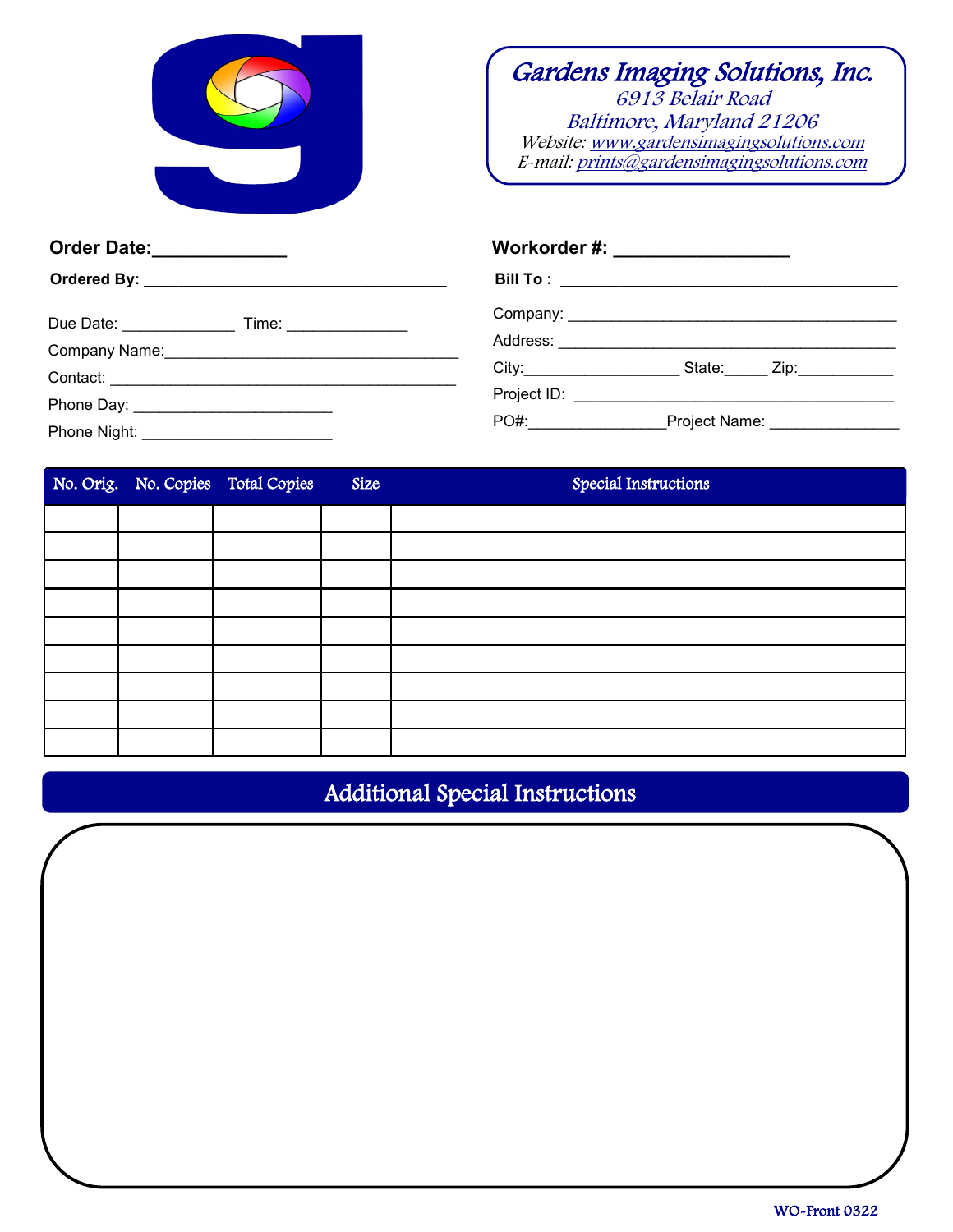**Gardens Imaging Solutions, Inc.**
6913 Belair Road
Baltimore, Maryland 21206
Website: www.gardensimagingsolutions.com
E-mail: prints@gardensimagingsolutions.com

**Order Date:**_____________

**Ordered By:** __________________________________

Due Date: _____________ Time: ______________

Company Name:__________________________________

Contact: ________________________________________

Phone Day: _______________________

Phone Night: ______________________

**Workorder #:** ________________

**Bill To :** _____________________________________

Company: ______________________________________

Address: _______________________________________

City:__________________ State:_____ Zip:___________

Project ID: _____________________________________

PO#:_______________Project Name: _______________

| No. Orig. | No. Copies | Total Copies | Size | Special Instructions |
|---|---|---|---|---|
| | | | | |
| | | | | |
| | | | | |
| | | | | |
| | | | | |
| | | | | |
| | | | | |
| | | | | |
| | | | | |

## Additional Special Instructions

WO-Front 0322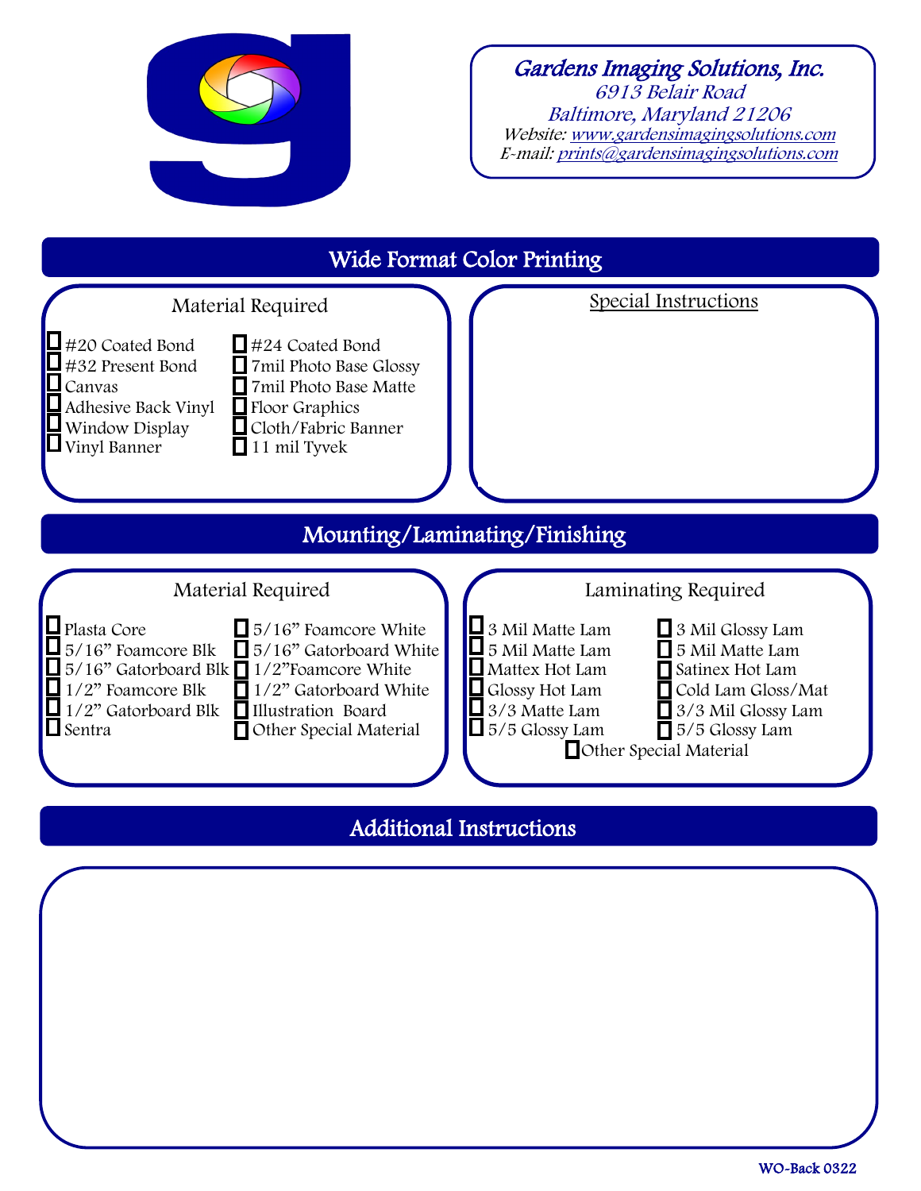**Gardens Imaging Solutions, Inc.**
6913 Belair Road
Baltimore, Maryland 21206
Website: www.gardensimagingsolutions.com
E-mail: prints@gardensimagingsolutions.com

## Wide Format Color Printing

### Material Required

- ☐ #20 Coated Bond
- ☐ #24 Coated Bond
- ☐ #32 Present Bond
- ☐ 7mil Photo Base Glossy
- ☐ Canvas
- ☐ 7mil Photo Base Matte
- ☐ Adhesive Back Vinyl
- ☐ Floor Graphics
- ☐ Window Display
- ☐ Cloth/Fabric Banner
- ☐ Vinyl Banner
- ☐ 11 mil Tyvek

### Special Instructions

## Mounting/Laminating/Finishing

### Material Required

- ☐ Plasta Core
- ☐ 5/16" Foamcore White
- ☐ 5/16" Foamcore Blk
- ☐ 5/16" Gatorboard White
- ☐ 5/16" Gatorboard Blk
- ☐ 1/2"Foamcore White
- ☐ 1/2" Foamcore Blk
- ☐ 1/2" Gatorboard White
- ☐ 1/2" Gatorboard Blk
- ☐ Illustration Board
- ☐ Sentra
- ☐ Other Special Material

### Laminating Required

- ☐ 3 Mil Matte Lam
- ☐ 3 Mil Glossy Lam
- ☐ 5 Mil Matte Lam
- ☐ 5 Mil Matte Lam
- ☐ Mattex Hot Lam
- ☐ Satinex Hot Lam
- ☐ Glossy Hot Lam
- ☐ Cold Lam Gloss/Mat
- ☐ 3/3 Matte Lam
- ☐ 3/3 Mil Glossy Lam
- ☐ 5/5 Glossy Lam
- ☐ 5/5 Glossy Lam
- ☐ Other Special Material

## Additional Instructions

WO-Back 0322